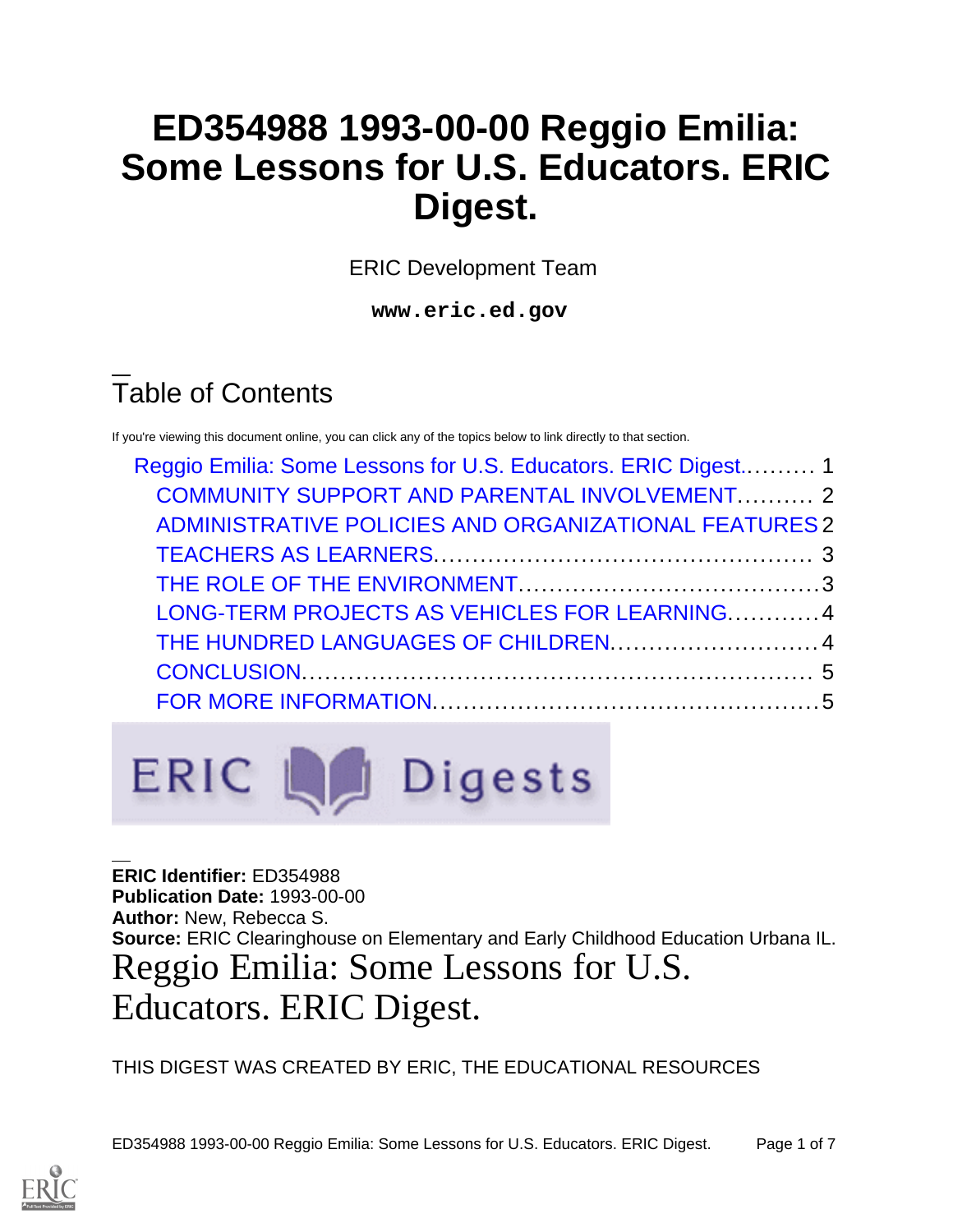# ED354988 1993-00-00 Reggio Emilia: Some Lessons for U.S. Educators. ERIC Digest.

ERIC Development Team

**www.eric.ed.gov**

## Table of Contents

If you're viewing this document online, you can click any of the topics below to link directly to that section.

- Reggio Emilia: Some Lessons for U.S. Educators. ERIC Digest.......... 1
  - COMMUNITY SUPPORT AND PARENTAL INVOLVEMENT.......... 2
  - ADMINISTRATIVE POLICIES AND ORGANIZATIONAL FEATURES 2
  - TEACHERS AS LEARNERS................................................ 3
  - THE ROLE OF THE ENVIRONMENT.......................................3
  - LONG-TERM PROJECTS AS VEHICLES FOR LEARNING............4
  - THE HUNDRED LANGUAGES OF CHILDREN...........................4
  - CONCLUSION................................................................. 5
  - FOR MORE INFORMATION.................................................5

ERIC Digests

**ERIC Identifier:** ED354988
**Publication Date:** 1993-00-00
**Author:** New, Rebecca S.
**Source:** ERIC Clearinghouse on Elementary and Early Childhood Education Urbana IL.

# Reggio Emilia: Some Lessons for U.S. Educators. ERIC Digest.

THIS DIGEST WAS CREATED BY ERIC, THE EDUCATIONAL RESOURCES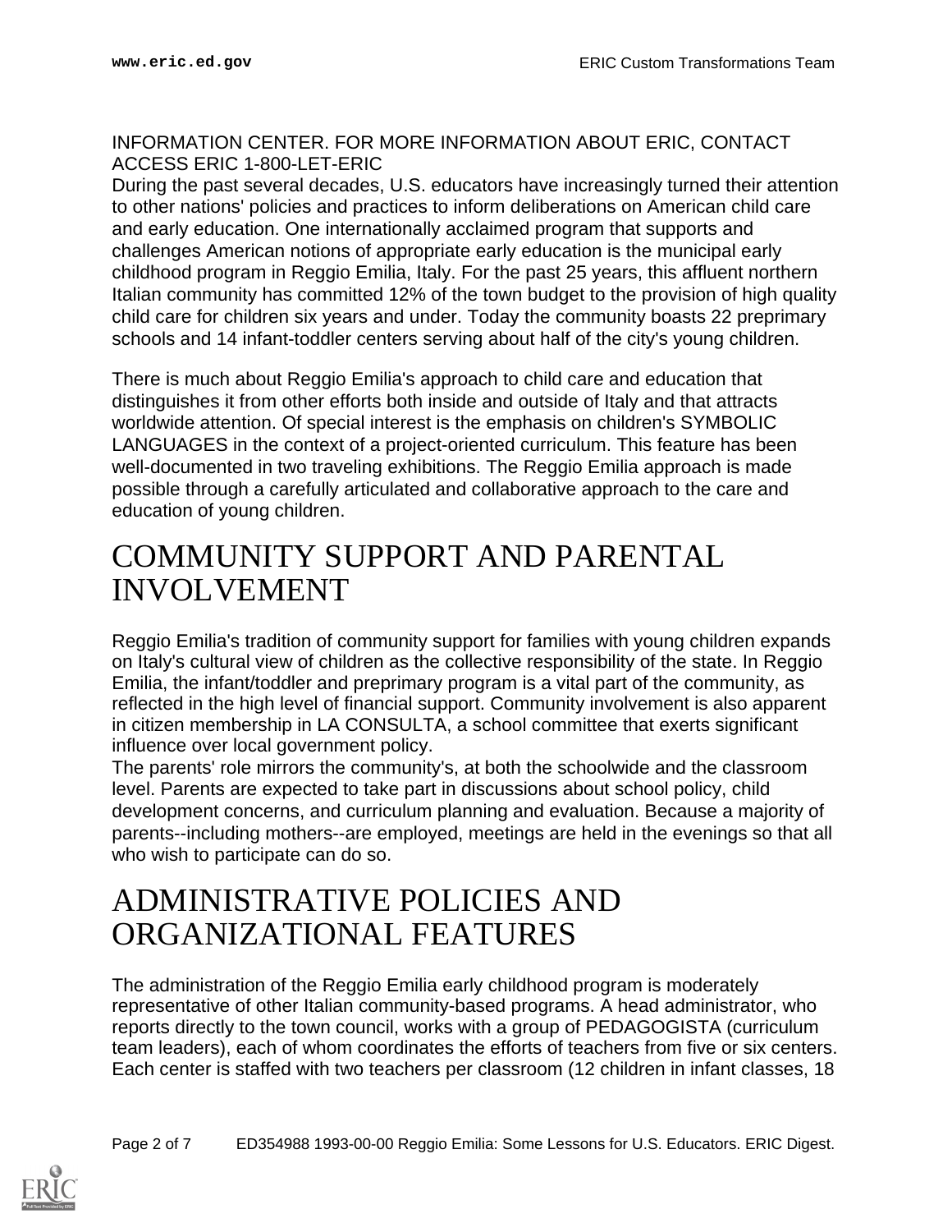INFORMATION CENTER. FOR MORE INFORMATION ABOUT ERIC, CONTACT ACCESS ERIC 1-800-LET-ERIC

During the past several decades, U.S. educators have increasingly turned their attention to other nations' policies and practices to inform deliberations on American child care and early education. One internationally acclaimed program that supports and challenges American notions of appropriate early education is the municipal early childhood program in Reggio Emilia, Italy. For the past 25 years, this affluent northern Italian community has committed 12% of the town budget to the provision of high quality child care for children six years and under. Today the community boasts 22 preprimary schools and 14 infant-toddler centers serving about half of the city's young children.

There is much about Reggio Emilia's approach to child care and education that distinguishes it from other efforts both inside and outside of Italy and that attracts worldwide attention. Of special interest is the emphasis on children's SYMBOLIC LANGUAGES in the context of a project-oriented curriculum. This feature has been well-documented in two traveling exhibitions. The Reggio Emilia approach is made possible through a carefully articulated and collaborative approach to the care and education of young children.

# COMMUNITY SUPPORT AND PARENTAL INVOLVEMENT

Reggio Emilia's tradition of community support for families with young children expands on Italy's cultural view of children as the collective responsibility of the state. In Reggio Emilia, the infant/toddler and preprimary program is a vital part of the community, as reflected in the high level of financial support. Community involvement is also apparent in citizen membership in LA CONSULTA, a school committee that exerts significant influence over local government policy.

The parents' role mirrors the community's, at both the schoolwide and the classroom level. Parents are expected to take part in discussions about school policy, child development concerns, and curriculum planning and evaluation. Because a majority of parents--including mothers--are employed, meetings are held in the evenings so that all who wish to participate can do so.

# ADMINISTRATIVE POLICIES AND ORGANIZATIONAL FEATURES

The administration of the Reggio Emilia early childhood program is moderately representative of other Italian community-based programs. A head administrator, who reports directly to the town council, works with a group of PEDAGOGISTA (curriculum team leaders), each of whom coordinates the efforts of teachers from five or six centers. Each center is staffed with two teachers per classroom (12 children in infant classes, 18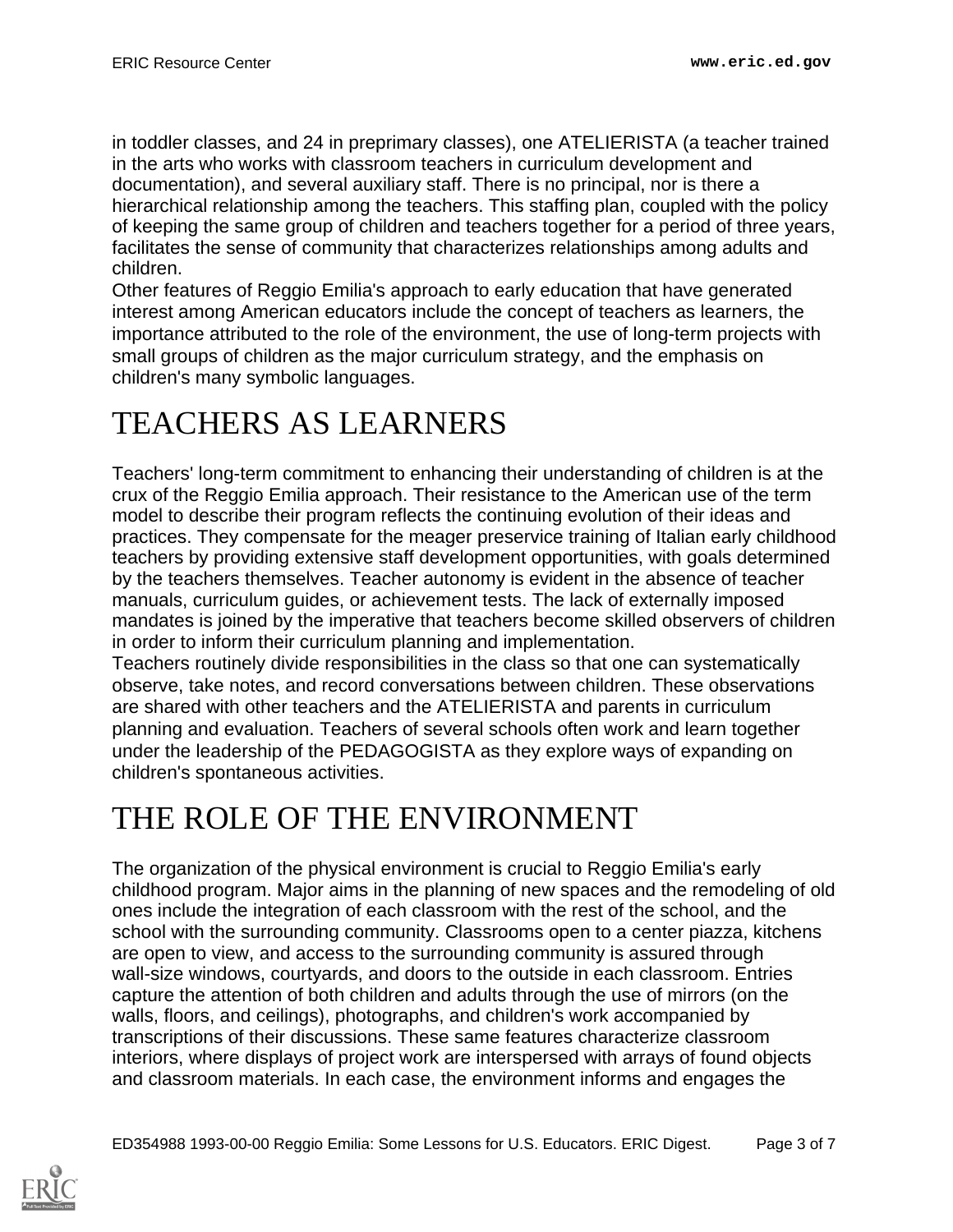in toddler classes, and 24 in preprimary classes), one ATELIERISTA (a teacher trained in the arts who works with classroom teachers in curriculum development and documentation), and several auxiliary staff. There is no principal, nor is there a hierarchical relationship among the teachers. This staffing plan, coupled with the policy of keeping the same group of children and teachers together for a period of three years, facilitates the sense of community that characterizes relationships among adults and children.

Other features of Reggio Emilia's approach to early education that have generated interest among American educators include the concept of teachers as learners, the importance attributed to the role of the environment, the use of long-term projects with small groups of children as the major curriculum strategy, and the emphasis on children's many symbolic languages.

# TEACHERS AS LEARNERS

Teachers' long-term commitment to enhancing their understanding of children is at the crux of the Reggio Emilia approach. Their resistance to the American use of the term model to describe their program reflects the continuing evolution of their ideas and practices. They compensate for the meager preservice training of Italian early childhood teachers by providing extensive staff development opportunities, with goals determined by the teachers themselves. Teacher autonomy is evident in the absence of teacher manuals, curriculum guides, or achievement tests. The lack of externally imposed mandates is joined by the imperative that teachers become skilled observers of children in order to inform their curriculum planning and implementation.

Teachers routinely divide responsibilities in the class so that one can systematically observe, take notes, and record conversations between children. These observations are shared with other teachers and the ATELIERISTA and parents in curriculum planning and evaluation. Teachers of several schools often work and learn together under the leadership of the PEDAGOGISTA as they explore ways of expanding on children's spontaneous activities.

# THE ROLE OF THE ENVIRONMENT

The organization of the physical environment is crucial to Reggio Emilia's early childhood program. Major aims in the planning of new spaces and the remodeling of old ones include the integration of each classroom with the rest of the school, and the school with the surrounding community. Classrooms open to a center piazza, kitchens are open to view, and access to the surrounding community is assured through wall-size windows, courtyards, and doors to the outside in each classroom. Entries capture the attention of both children and adults through the use of mirrors (on the walls, floors, and ceilings), photographs, and children's work accompanied by transcriptions of their discussions. These same features characterize classroom interiors, where displays of project work are interspersed with arrays of found objects and classroom materials. In each case, the environment informs and engages the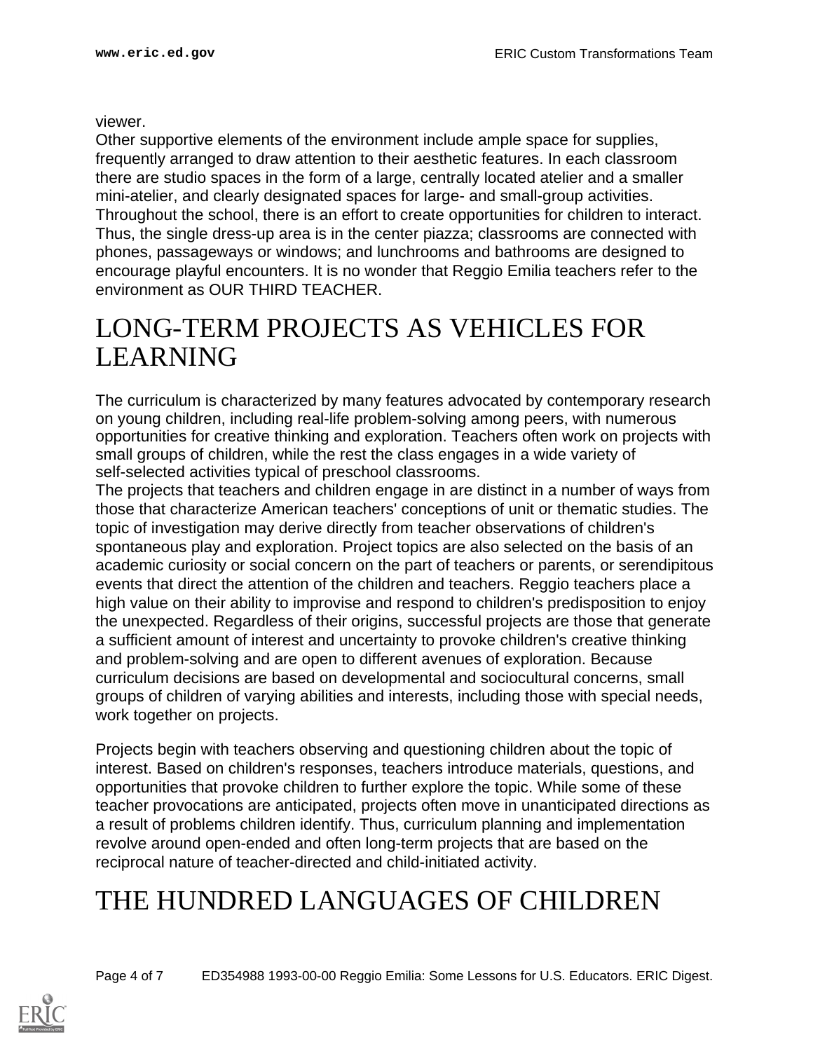viewer.

Other supportive elements of the environment include ample space for supplies, frequently arranged to draw attention to their aesthetic features. In each classroom there are studio spaces in the form of a large, centrally located atelier and a smaller mini-atelier, and clearly designated spaces for large- and small-group activities. Throughout the school, there is an effort to create opportunities for children to interact. Thus, the single dress-up area is in the center piazza; classrooms are connected with phones, passageways or windows; and lunchrooms and bathrooms are designed to encourage playful encounters. It is no wonder that Reggio Emilia teachers refer to the environment as OUR THIRD TEACHER.

# LONG-TERM PROJECTS AS VEHICLES FOR LEARNING

The curriculum is characterized by many features advocated by contemporary research on young children, including real-life problem-solving among peers, with numerous opportunities for creative thinking and exploration. Teachers often work on projects with small groups of children, while the rest the class engages in a wide variety of self-selected activities typical of preschool classrooms.

The projects that teachers and children engage in are distinct in a number of ways from those that characterize American teachers' conceptions of unit or thematic studies. The topic of investigation may derive directly from teacher observations of children's spontaneous play and exploration. Project topics are also selected on the basis of an academic curiosity or social concern on the part of teachers or parents, or serendipitous events that direct the attention of the children and teachers. Reggio teachers place a high value on their ability to improvise and respond to children's predisposition to enjoy the unexpected. Regardless of their origins, successful projects are those that generate a sufficient amount of interest and uncertainty to provoke children's creative thinking and problem-solving and are open to different avenues of exploration. Because curriculum decisions are based on developmental and sociocultural concerns, small groups of children of varying abilities and interests, including those with special needs, work together on projects.

Projects begin with teachers observing and questioning children about the topic of interest. Based on children's responses, teachers introduce materials, questions, and opportunities that provoke children to further explore the topic. While some of these teacher provocations are anticipated, projects often move in unanticipated directions as a result of problems children identify. Thus, curriculum planning and implementation revolve around open-ended and often long-term projects that are based on the reciprocal nature of teacher-directed and child-initiated activity.

# THE HUNDRED LANGUAGES OF CHILDREN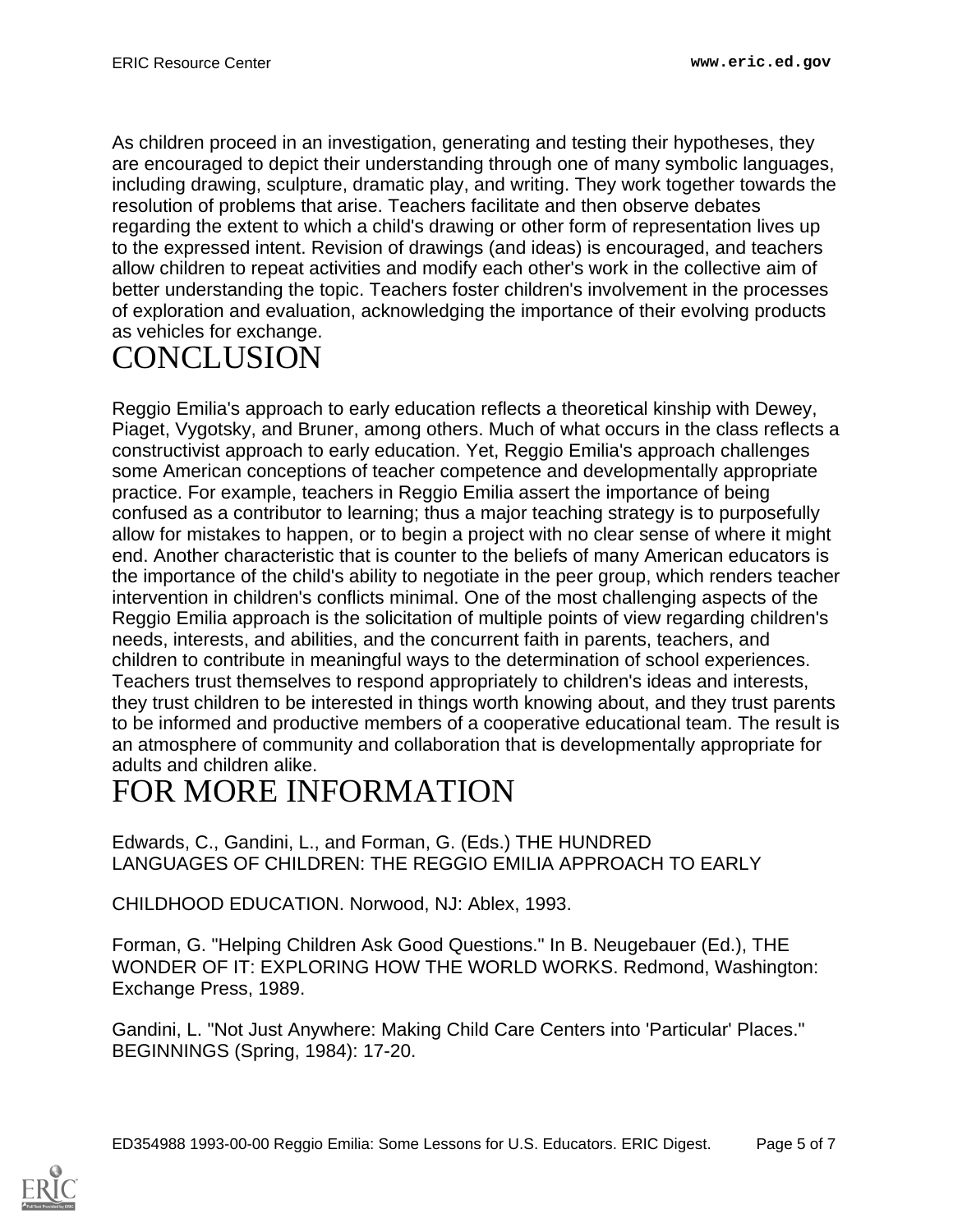As children proceed in an investigation, generating and testing their hypotheses, they are encouraged to depict their understanding through one of many symbolic languages, including drawing, sculpture, dramatic play, and writing. They work together towards the resolution of problems that arise. Teachers facilitate and then observe debates regarding the extent to which a child's drawing or other form of representation lives up to the expressed intent. Revision of drawings (and ideas) is encouraged, and teachers allow children to repeat activities and modify each other's work in the collective aim of better understanding the topic. Teachers foster children's involvement in the processes of exploration and evaluation, acknowledging the importance of their evolving products as vehicles for exchange.

# CONCLUSION

Reggio Emilia's approach to early education reflects a theoretical kinship with Dewey, Piaget, Vygotsky, and Bruner, among others. Much of what occurs in the class reflects a constructivist approach to early education. Yet, Reggio Emilia's approach challenges some American conceptions of teacher competence and developmentally appropriate practice. For example, teachers in Reggio Emilia assert the importance of being confused as a contributor to learning; thus a major teaching strategy is to purposefully allow for mistakes to happen, or to begin a project with no clear sense of where it might end. Another characteristic that is counter to the beliefs of many American educators is the importance of the child's ability to negotiate in the peer group, which renders teacher intervention in children's conflicts minimal. One of the most challenging aspects of the Reggio Emilia approach is the solicitation of multiple points of view regarding children's needs, interests, and abilities, and the concurrent faith in parents, teachers, and children to contribute in meaningful ways to the determination of school experiences. Teachers trust themselves to respond appropriately to children's ideas and interests, they trust children to be interested in things worth knowing about, and they trust parents to be informed and productive members of a cooperative educational team. The result is an atmosphere of community and collaboration that is developmentally appropriate for adults and children alike.

# FOR MORE INFORMATION

Edwards, C., Gandini, L., and Forman, G. (Eds.) THE HUNDRED LANGUAGES OF CHILDREN: THE REGGIO EMILIA APPROACH TO EARLY

CHILDHOOD EDUCATION. Norwood, NJ: Ablex, 1993.

Forman, G. "Helping Children Ask Good Questions." In B. Neugebauer (Ed.), THE WONDER OF IT: EXPLORING HOW THE WORLD WORKS. Redmond, Washington: Exchange Press, 1989.

Gandini, L. "Not Just Anywhere: Making Child Care Centers into 'Particular' Places." BEGINNINGS (Spring, 1984): 17-20.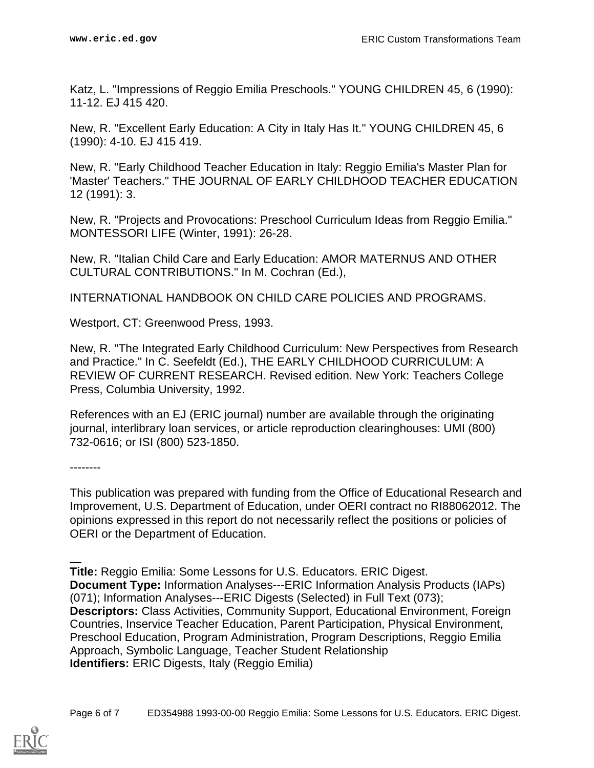Katz, L. "Impressions of Reggio Emilia Preschools." YOUNG CHILDREN 45, 6 (1990): 11-12. EJ 415 420.

New, R. "Excellent Early Education: A City in Italy Has It." YOUNG CHILDREN 45, 6 (1990): 4-10. EJ 415 419.

New, R. "Early Childhood Teacher Education in Italy: Reggio Emilia's Master Plan for 'Master' Teachers." THE JOURNAL OF EARLY CHILDHOOD TEACHER EDUCATION 12 (1991): 3.

New, R. "Projects and Provocations: Preschool Curriculum Ideas from Reggio Emilia." MONTESSORI LIFE (Winter, 1991): 26-28.

New, R. "Italian Child Care and Early Education: AMOR MATERNUS AND OTHER CULTURAL CONTRIBUTIONS." In M. Cochran (Ed.),

INTERNATIONAL HANDBOOK ON CHILD CARE POLICIES AND PROGRAMS.

Westport, CT: Greenwood Press, 1993.

New, R. "The Integrated Early Childhood Curriculum: New Perspectives from Research and Practice." In C. Seefeldt (Ed.), THE EARLY CHILDHOOD CURRICULUM: A REVIEW OF CURRENT RESEARCH. Revised edition. New York: Teachers College Press, Columbia University, 1992.

References with an EJ (ERIC journal) number are available through the originating journal, interlibrary loan services, or article reproduction clearinghouses: UMI (800) 732-0616; or ISI (800) 523-1850.

--------

This publication was prepared with funding from the Office of Educational Research and Improvement, U.S. Department of Education, under OERI contract no RI88062012. The opinions expressed in this report do not necessarily reflect the positions or policies of OERI or the Department of Education.

---

**Title:** Reggio Emilia: Some Lessons for U.S. Educators. ERIC Digest.
**Document Type:** Information Analyses---ERIC Information Analysis Products (IAPs) (071); Information Analyses---ERIC Digests (Selected) in Full Text (073);
**Descriptors:** Class Activities, Community Support, Educational Environment, Foreign Countries, Inservice Teacher Education, Parent Participation, Physical Environment, Preschool Education, Program Administration, Program Descriptions, Reggio Emilia Approach, Symbolic Language, Teacher Student Relationship
**Identifiers:** ERIC Digests, Italy (Reggio Emilia)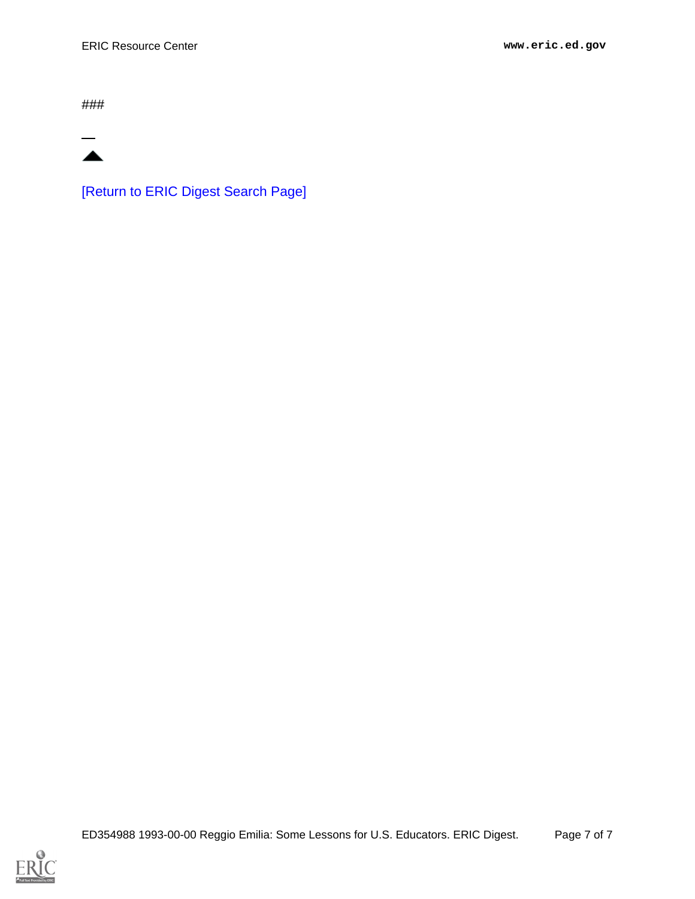###

[Return to ERIC Digest Search Page]